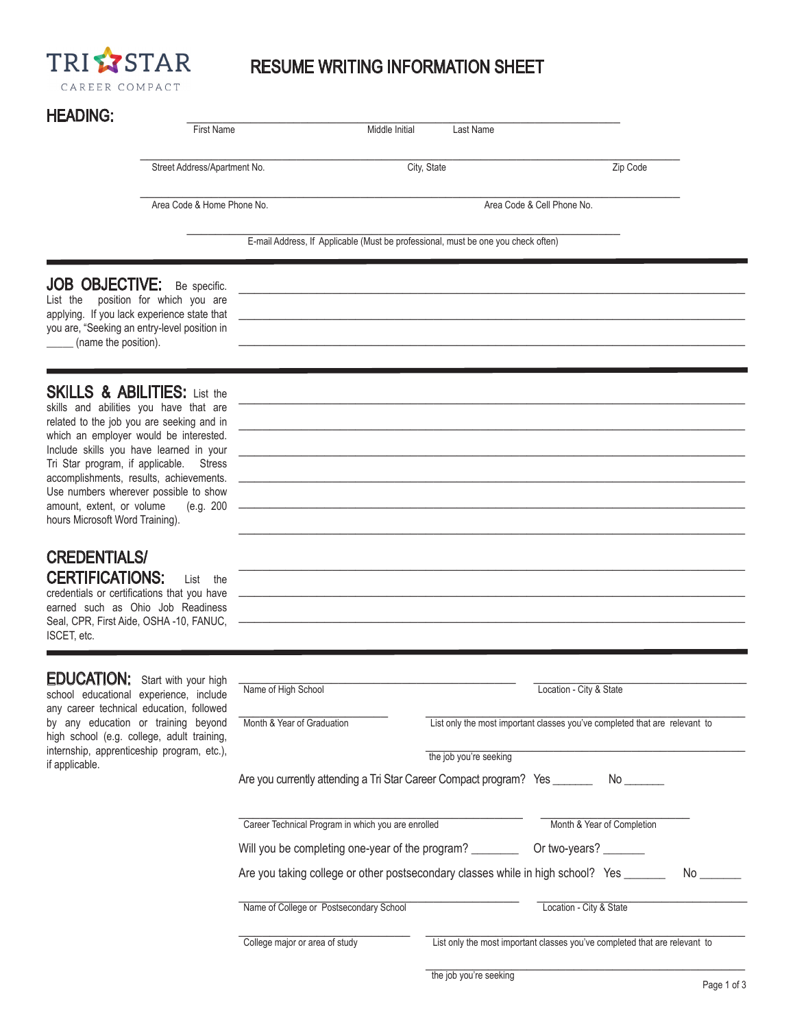TRI STAR
CAREER COMPACT

# RESUME WRITING INFORMATION SHEET

## HEADING:

_______________________________________________
First Name          Middle Initial          Last Name

_______________________________________________
Street Address/Apartment No.          City, State          Zip Code

_______________________________________________
Area Code & Home Phone No.          Area Code & Cell Phone No.

_______________________________________________
E-mail Address, If Applicable (Must be professional, must be one you check often)

---

## JOB OBJECTIVE:

Be specific. List the position for which you are applying. If you lack experience state that you are, "Seeking an entry-level position in _____ (name the position).

_______________________________________________

_______________________________________________

_______________________________________________

---

## SKILLS & ABILITIES:

List the skills and abilities you have that are related to the job you are seeking and in which an employer would be interested. Include skills you have learned in your Tri Star program, if applicable. Stress accomplishments, results, achievements. Use numbers wherever possible to show amount, extent, or volume (e.g. 200 hours Microsoft Word Training).

_______________________________________________

_______________________________________________

_______________________________________________

_______________________________________________

_______________________________________________

_______________________________________________

## CREDENTIALS/ CERTIFICATIONS:

List the credentials or certifications that you have earned such as Ohio Job Readiness Seal, CPR, First Aide, OSHA -10, FANUC, ISCET, etc.

_______________________________________________

_______________________________________________

_______________________________________________

---

## EDUCATION:

Start with your high school educational experience, include any career technical education, followed by any education or training beyond high school (e.g. college, adult training, internship, apprenticeship program, etc.), if applicable.

_______________________________________________
Name of High School          Location - City & State

_______________________________________________
Month & Year of Graduation          List only the most important classes you've completed that are relevant to

_______________________________________________
the job you're seeking

Are you currently attending a Tri Star Career Compact program? Yes _______ No _______

_______________________________________________
Career Technical Program in which you are enrolled          Month & Year of Completion

Will you be completing one-year of the program? ________ Or two-years? _______

Are you taking college or other postsecondary classes while in high school? Yes _______ No _______

_______________________________________________
Name of College or Postsecondary School          Location - City & State

_______________________________________________
College major or area of study          List only the most important classes you've completed that are relevant to

_______________________________________________
the job you're seeking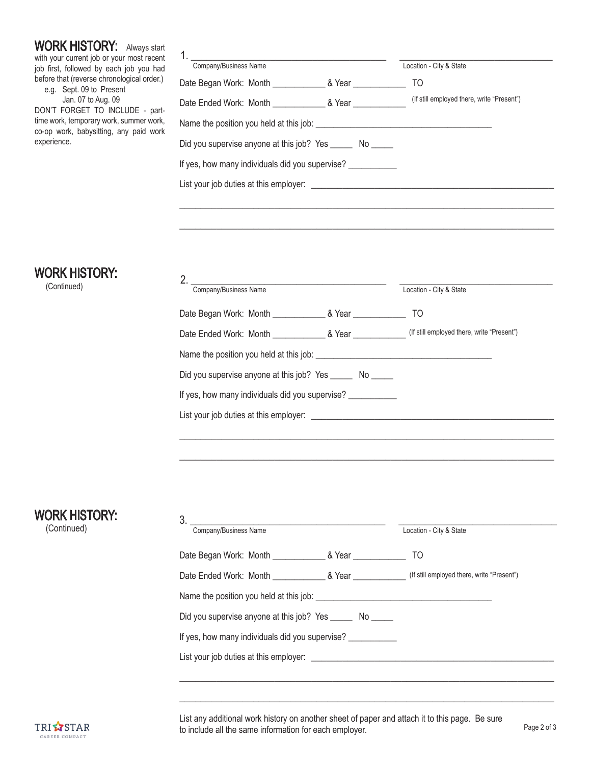## WORK HISTORY:

Always start with your current job or your most recent job first, followed by each job you had before that (reverse chronological order.)

e.g. Sept. 09 to Present
Jan. 07 to Aug. 09

DON'T FORGET TO INCLUDE - part-time work, temporary work, summer work, co-op work, babysitting, any paid work experience.

1. ________________________________________ ________________________________
Company/Business Name — Location - City & State

Date Began Work: Month ____________ & Year ____________ TO

Date Ended Work: Month ____________ & Year ____________ (If still employed there, write "Present")

Name the position you held at this job: ________________________________________

Did you supervise anyone at this job? Yes _____ No _____

If yes, how many individuals did you supervise? ___________

List your job duties at this employer: ______________________________________________________

______________________________________________________________________________

______________________________________________________________________________

## WORK HISTORY:

(Continued)

2. ________________________________________ ________________________________
Company/Business Name — Location - City & State

Date Began Work: Month ____________ & Year ____________ TO

Date Ended Work: Month ____________ & Year ____________ (If still employed there, write "Present")

Name the position you held at this job: ________________________________________

Did you supervise anyone at this job? Yes _____ No _____

If yes, how many individuals did you supervise? ___________

List your job duties at this employer: ______________________________________________________

______________________________________________________________________________

______________________________________________________________________________

## WORK HISTORY:

(Continued)

3. ________________________________________ ________________________________
Company/Business Name — Location - City & State

Date Began Work: Month ____________ & Year ____________ TO

Date Ended Work: Month ____________ & Year ____________ (If still employed there, write "Present")

Name the position you held at this job: ________________________________________

Did you supervise anyone at this job? Yes _____ No _____

If yes, how many individuals did you supervise? ___________

List your job duties at this employer: ______________________________________________________

______________________________________________________________________________

______________________________________________________________________________

List any additional work history on another sheet of paper and attach it to this page. Be sure to include all the same information for each employer.

TRI STAR CAREER COMPACT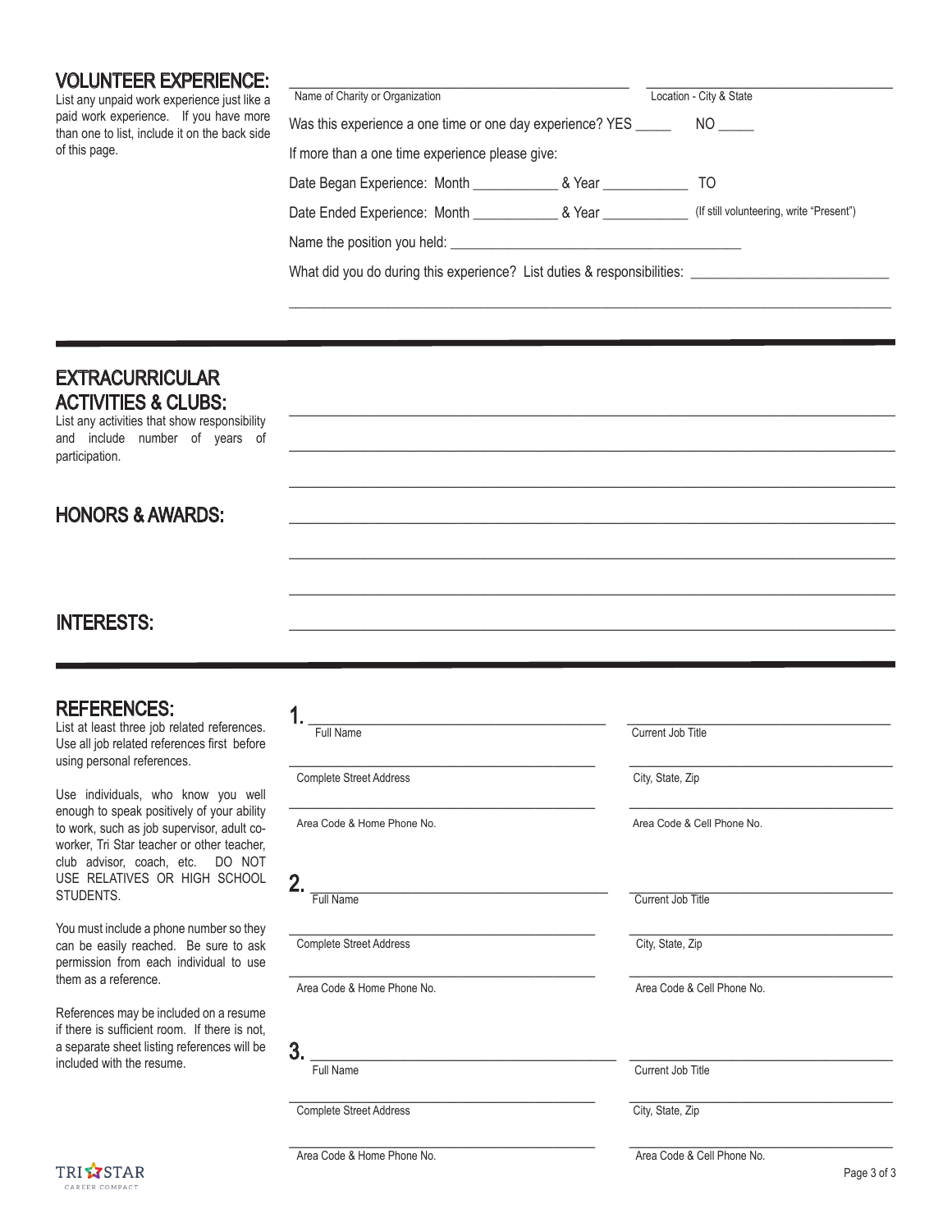## VOLUNTEER EXPERIENCE:

List any unpaid work experience just like a paid work experience. If you have more than one to list, include it on the back side of this page.

_______________________________________________ _______________________________
Name of Charity or Organization Location - City & State

Was this experience a one time or one day experience? YES _____ NO _____

If more than a one time experience please give:

Date Began Experience: Month ___________ & Year ___________ TO

Date Ended Experience: Month ___________ & Year ___________ (If still volunteering, write "Present")

Name the position you held: _______________________________________

What did you do during this experience? List duties & responsibilities: ___________________________

_______________________________________________________________________________

## EXTRACURRICULAR ACTIVITIES & CLUBS:

List any activities that show responsibility and include number of years of participation.

_______________________________________________________________________________

_______________________________________________________________________________

_______________________________________________________________________________

## HONORS & AWARDS:

_______________________________________________________________________________

_______________________________________________________________________________

_______________________________________________________________________________

## INTERESTS:

_______________________________________________________________________________

## REFERENCES:

List at least three job related references. Use all job related references first before using personal references.

Use individuals, who know you well enough to speak positively of your ability to work, such as job supervisor, adult co-worker, Tri Star teacher or other teacher, club advisor, coach, etc. DO NOT USE RELATIVES OR HIGH SCHOOL STUDENTS.

You must include a phone number so they can be easily reached. Be sure to ask permission from each individual to use them as a reference.

References may be included on a resume if there is sufficient room. If there is not, a separate sheet listing references will be included with the resume.

1. _______________________________________ _______________________________
Full Name Current Job Title

_______________________________________ _______________________________
Complete Street Address City, State, Zip

_______________________________________ _______________________________
Area Code & Home Phone No. Area Code & Cell Phone No.

2. _______________________________________ _______________________________
Full Name Current Job Title

_______________________________________ _______________________________
Complete Street Address City, State, Zip

_______________________________________ _______________________________
Area Code & Home Phone No. Area Code & Cell Phone No.

3. _______________________________________ _______________________________
Full Name Current Job Title

_______________________________________ _______________________________
Complete Street Address City, State, Zip

_______________________________________ _______________________________
Area Code & Home Phone No. Area Code & Cell Phone No.

TRI STAR CAREER COMPACT